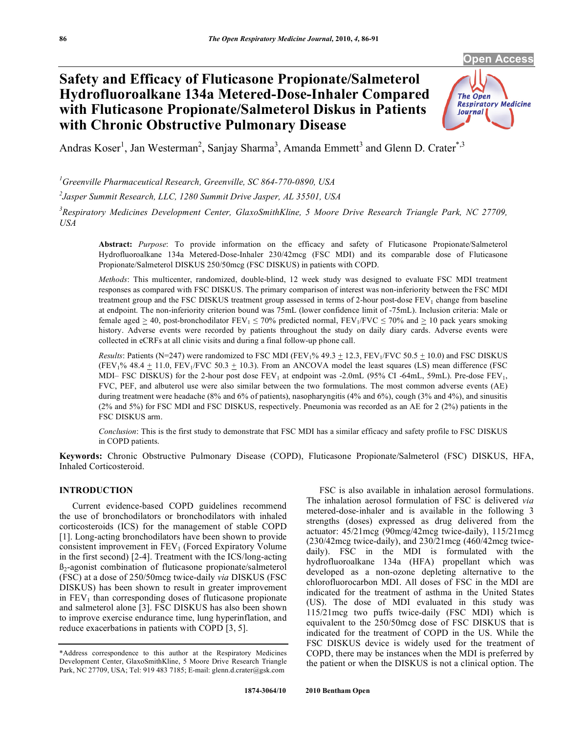Open Access

# Safety and Efficacy of Fluticasone Propionate/Salmeterol Hydrofluoroalkane 134a Metered-Dose-Inhaler Compared with Fluticasone Propionate/Salmeterol Diskus in Patients with Chronic Obstructive Pulmonary Disease

Andras Koser[1], Jan Westerman[2], Sanjay Sharma[3], Amanda Emmett[3] and Glenn D. Crater[*,3]

[1]*Greenville Pharmaceutical Research, Greenville, SC 864-770-0890, USA*

[2]*Jasper Summit Research, LLC, 1280 Summit Drive Jasper, AL 35501, USA*

[3]*Respiratory Medicines Development Center, GlaxoSmithKline, 5 Moore Drive Research Triangle Park, NC 27709, USA*

**Abstract:** *Purpose*: To provide information on the efficacy and safety of Fluticasone Propionate/Salmeterol Hydrofluoroalkane 134a Metered-Dose-Inhaler 230/42mcg (FSC MDI) and its comparable dose of Fluticasone Propionate/Salmeterol DISKUS 250/50mcg (FSC DISKUS) in patients with COPD.

*Methods*: This multicenter, randomized, double-blind, 12 week study was designed to evaluate FSC MDI treatment responses as compared with FSC DISKUS. The primary comparison of interest was non-inferiority between the FSC MDI treatment group and the FSC DISKUS treatment group assessed in terms of 2-hour post-dose $FEV_1$ change from baseline at endpoint. The non-inferiority criterion bound was 75mL (lower confidence limit of -75mL). Inclusion criteria: Male or female aged $\geq$ 40, post-bronchodilator $FEV_1 \leq 70\%$ predicted normal, $FEV_1/FVC \leq 70\%$ and $\geq$ 10 pack years smoking history. Adverse events were recorded by patients throughout the study on daily diary cards. Adverse events were collected in eCRFs at all clinic visits and during a final follow-up phone call.

*Results*: Patients (N=247) were randomized to FSC MDI ($FEV_1$% 49.3 $\pm$ 12.3, $FEV_1/FVC$ 50.5 $\pm$ 10.0) and FSC DISKUS ($FEV_1$% 48.4 $\pm$ 11.0, $FEV_1/FVC$ 50.3 $\pm$ 10.3). From an ANCOVA model the least squares (LS) mean difference (FSC MDI– FSC DISKUS) for the 2-hour post dose $FEV_1$ at endpoint was -2.0mL (95% CI -64mL, 59mL). Pre-dose $FEV_1$, FVC, PEF, and albuterol use were also similar between the two formulations. The most common adverse events (AE) during treatment were headache (8% and 6% of patients), nasopharyngitis (4% and 6%), cough (3% and 4%), and sinusitis (2% and 5%) for FSC MDI and FSC DISKUS, respectively. Pneumonia was recorded as an AE for 2 (2%) patients in the FSC DISKUS arm.

*Conclusion*: This is the first study to demonstrate that FSC MDI has a similar efficacy and safety profile to FSC DISKUS in COPD patients.

**Keywords:** Chronic Obstructive Pulmonary Disease (COPD), Fluticasone Propionate/Salmeterol (FSC) DISKUS, HFA, Inhaled Corticosteroid.

## INTRODUCTION

Current evidence-based COPD guidelines recommend the use of bronchodilators or bronchodilators with inhaled corticosteroids (ICS) for the management of stable COPD [1]. Long-acting bronchodilators have been shown to provide consistent improvement in $FEV_1$ (Forced Expiratory Volume in the first second) [2-4]. Treatment with the ICS/long-acting $\beta_2$-agonist combination of fluticasone propionate/salmeterol (FSC) at a dose of 250/50mcg twice-daily *via* DISKUS (FSC DISKUS) has been shown to result in greater improvement in $FEV_1$ than corresponding doses of fluticasone propionate and salmeterol alone [3]. FSC DISKUS has also been shown to improve exercise endurance time, lung hyperinflation, and reduce exacerbations in patients with COPD [3, 5].

FSC is also available in inhalation aerosol formulations. The inhalation aerosol formulation of FSC is delivered *via* metered-dose-inhaler and is available in the following 3 strengths (doses) expressed as drug delivered from the actuator: 45/21mcg (90mcg/42mcg twice-daily), 115/21mcg (230/42mcg twice-daily), and 230/21mcg (460/42mcg twice-daily). FSC in the MDI is formulated with the hydrofluoroalkane 134a (HFA) propellant which was developed as a non-ozone depleting alternative to the chlorofluorocarbon MDI. All doses of FSC in the MDI are indicated for the treatment of asthma in the United States (US). The dose of MDI evaluated in this study was 115/21mcg two puffs twice-daily (FSC MDI) which is equivalent to the 250/50mcg dose of FSC DISKUS that is indicated for the treatment of COPD in the US. While the FSC DISKUS device is widely used for the treatment of COPD, there may be instances when the MDI is preferred by the patient or when the DISKUS is not a clinical option. The

*Address correspondence to this author at the Respiratory Medicines Development Center, GlaxoSmithKline, 5 Moore Drive Research Triangle Park, NC 27709, USA; Tel: 919 483 7185; E-mail: glenn.d.crater@gsk.com

1874-3064/10 2010 Bentham Open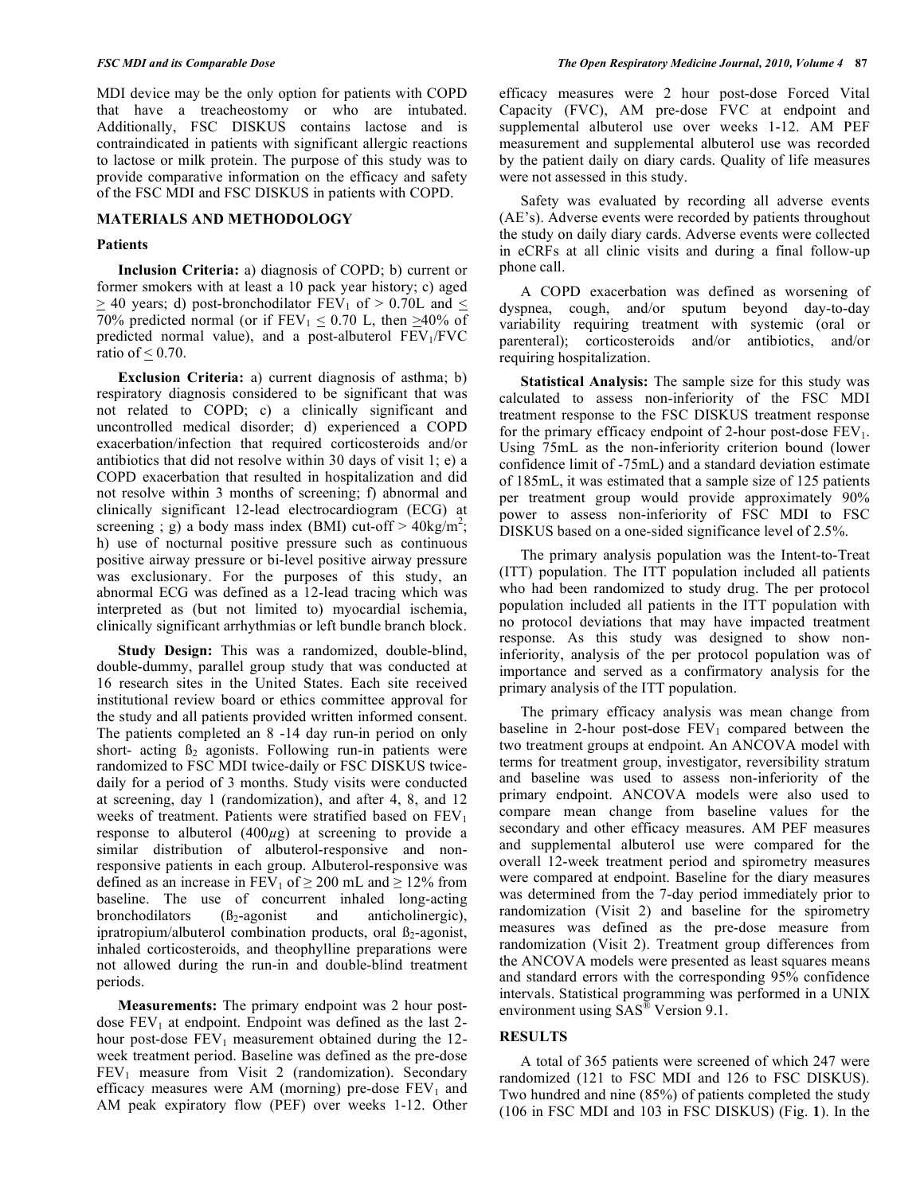MDI device may be the only option for patients with COPD that have a treacheostomy or who are intubated. Additionally, FSC DISKUS contains lactose and is contraindicated in patients with significant allergic reactions to lactose or milk protein. The purpose of this study was to provide comparative information on the efficacy and safety of the FSC MDI and FSC DISKUS in patients with COPD.

## MATERIALS AND METHODOLOGY

### Patients

**Inclusion Criteria:** a) diagnosis of COPD; b) current or former smokers with at least a 10 pack year history; c) aged $\geq$ 40 years; d) post-bronchodilator $FEV_1$ of > 0.70L and $\leq$ 70% predicted normal (or if $FEV_1 \leq 0.70$ L, then $\geq$40% of predicted normal value), and a post-albuterol $FEV_1/FVC$ ratio of $\leq 0.70$.

**Exclusion Criteria:** a) current diagnosis of asthma; b) respiratory diagnosis considered to be significant that was not related to COPD; c) a clinically significant and uncontrolled medical disorder; d) experienced a COPD exacerbation/infection that required corticosteroids and/or antibiotics that did not resolve within 30 days of visit 1; e) a COPD exacerbation that resulted in hospitalization and did not resolve within 3 months of screening; f) abnormal and clinically significant 12-lead electrocardiogram (ECG) at screening ; g) a body mass index (BMI) cut-off > $40kg/m^2$; h) use of nocturnal positive pressure such as continuous positive airway pressure or bi-level positive airway pressure was exclusionary. For the purposes of this study, an abnormal ECG was defined as a 12-lead tracing which was interpreted as (but not limited to) myocardial ischemia, clinically significant arrhythmias or left bundle branch block.

**Study Design:** This was a randomized, double-blind, double-dummy, parallel group study that was conducted at 16 research sites in the United States. Each site received institutional review board or ethics committee approval for the study and all patients provided written informed consent. The patients completed an 8 -14 day run-in period on only short- acting $\beta_2$ agonists. Following run-in patients were randomized to FSC MDI twice-daily or FSC DISKUS twice-daily for a period of 3 months. Study visits were conducted at screening, day 1 (randomization), and after 4, 8, and 12 weeks of treatment. Patients were stratified based on $FEV_1$ response to albuterol (400$\mu$g) at screening to provide a similar distribution of albuterol-responsive and non-responsive patients in each group. Albuterol-responsive was defined as an increase in $FEV_1$ of $\geq$ 200 mL and $\geq$ 12% from baseline. The use of concurrent inhaled long-acting bronchodilators ($\beta_2$-agonist and anticholinergic), ipratropium/albuterol combination products, oral $\beta_2$-agonist, inhaled corticosteroids, and theophylline preparations were not allowed during the run-in and double-blind treatment periods.

**Measurements:** The primary endpoint was 2 hour post-dose $FEV_1$ at endpoint. Endpoint was defined as the last 2-hour post-dose $FEV_1$ measurement obtained during the 12-week treatment period. Baseline was defined as the pre-dose $FEV_1$ measure from Visit 2 (randomization). Secondary efficacy measures were AM (morning) pre-dose $FEV_1$ and AM peak expiratory flow (PEF) over weeks 1-12. Other efficacy measures were 2 hour post-dose Forced Vital Capacity (FVC), AM pre-dose FVC at endpoint and supplemental albuterol use over weeks 1-12. AM PEF measurement and supplemental albuterol use was recorded by the patient daily on diary cards. Quality of life measures were not assessed in this study.

Safety was evaluated by recording all adverse events (AE's). Adverse events were recorded by patients throughout the study on daily diary cards. Adverse events were collected in eCRFs at all clinic visits and during a final follow-up phone call.

A COPD exacerbation was defined as worsening of dyspnea, cough, and/or sputum beyond day-to-day variability requiring treatment with systemic (oral or parenteral); corticosteroids and/or antibiotics, and/or requiring hospitalization.

**Statistical Analysis:** The sample size for this study was calculated to assess non-inferiority of the FSC MDI treatment response to the FSC DISKUS treatment response for the primary efficacy endpoint of 2-hour post-dose $FEV_1$. Using 75mL as the non-inferiority criterion bound (lower confidence limit of -75mL) and a standard deviation estimate of 185mL, it was estimated that a sample size of 125 patients per treatment group would provide approximately 90% power to assess non-inferiority of FSC MDI to FSC DISKUS based on a one-sided significance level of 2.5%.

The primary analysis population was the Intent-to-Treat (ITT) population. The ITT population included all patients who had been randomized to study drug. The per protocol population included all patients in the ITT population with no protocol deviations that may have impacted treatment response. As this study was designed to show non-inferiority, analysis of the per protocol population was of importance and served as a confirmatory analysis for the primary analysis of the ITT population.

The primary efficacy analysis was mean change from baseline in 2-hour post-dose $FEV_1$ compared between the two treatment groups at endpoint. An ANCOVA model with terms for treatment group, investigator, reversibility stratum and baseline was used to assess non-inferiority of the primary endpoint. ANCOVA models were also used to compare mean change from baseline values for the secondary and other efficacy measures. AM PEF measures and supplemental albuterol use were compared for the overall 12-week treatment period and spirometry measures were compared at endpoint. Baseline for the diary measures was determined from the 7-day period immediately prior to randomization (Visit 2) and baseline for the spirometry measures was defined as the pre-dose measure from randomization (Visit 2). Treatment group differences from the ANCOVA models were presented as least squares means and standard errors with the corresponding 95% confidence intervals. Statistical programming was performed in a UNIX environment using SAS® Version 9.1.

## RESULTS

A total of 365 patients were screened of which 247 were randomized (121 to FSC MDI and 126 to FSC DISKUS). Two hundred and nine (85%) of patients completed the study (106 in FSC MDI and 103 in FSC DISKUS) (Fig. **1**). In the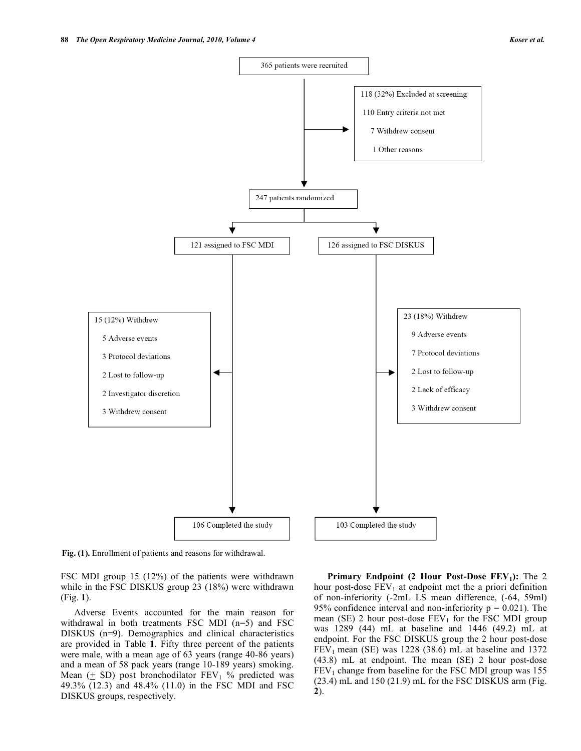365 patients were recruited

118 (32%) Excluded at screening
- 110 Entry criteria not met
- 7 Withdrew consent
- 1 Other reasons

247 patients randomized

121 assigned to FSC MDI

126 assigned to FSC DISKUS

15 (12%) Withdrew
- 5 Adverse events
- 3 Protocol deviations
- 2 Lost to follow-up
- 2 Investigator discretion
- 3 Withdrew consent

23 (18%) Withdrew
- 9 Adverse events
- 7 Protocol deviations
- 2 Lost to follow-up
- 2 Lack of efficacy
- 3 Withdrew consent

106 Completed the study

103 Completed the study

**Fig. (1).** Enrollment of patients and reasons for withdrawal.

FSC MDI group 15 (12%) of the patients were withdrawn while in the FSC DISKUS group 23 (18%) were withdrawn (Fig. **1**).

Adverse Events accounted for the main reason for withdrawal in both treatments FSC MDI (n=5) and FSC DISKUS (n=9). Demographics and clinical characteristics are provided in Table **1**. Fifty three percent of the patients were male, with a mean age of 63 years (range 40-86 years) and a mean of 58 pack years (range 10-189 years) smoking. Mean (± SD) post bronchodilator $FEV_1$ % predicted was 49.3% (12.3) and 48.4% (11.0) in the FSC MDI and FSC DISKUS groups, respectively.

**Primary Endpoint (2 Hour Post-Dose $FEV_1$):** The 2 hour post-dose $FEV_1$ at endpoint met the a priori definition of non-inferiority (-2mL LS mean difference, (-64, 59ml) 95% confidence interval and non-inferiority p = 0.021). The mean (SE) 2 hour post-dose $FEV_1$ for the FSC MDI group was 1289 (44) mL at baseline and 1446 (49.2) mL at endpoint. For the FSC DISKUS group the 2 hour post-dose $FEV_1$ mean (SE) was 1228 (38.6) mL at baseline and 1372 (43.8) mL at endpoint. The mean (SE) 2 hour post-dose $FEV_1$ change from baseline for the FSC MDI group was 155 (23.4) mL and 150 (21.9) mL for the FSC DISKUS arm (Fig. **2**).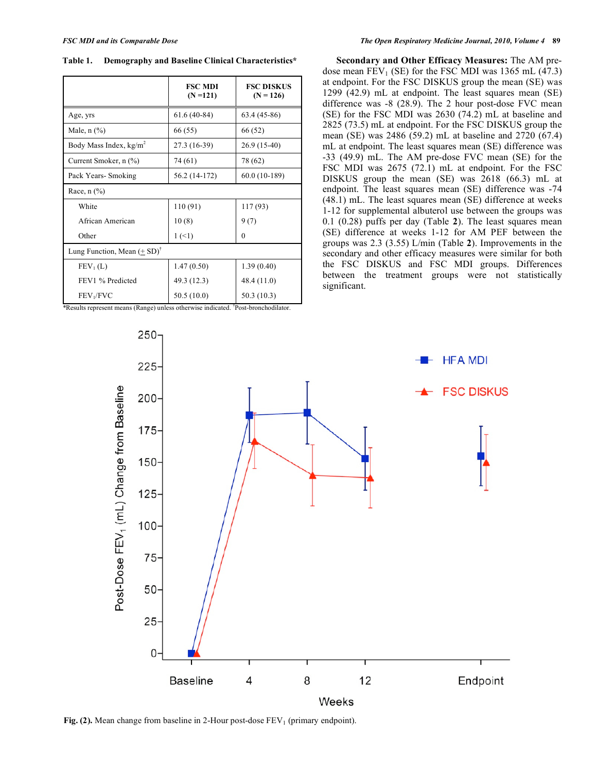**Table 1. Demography and Baseline Clinical Characteristics***

| | FSC MDI (N =121) | FSC DISKUS (N = 126) |
|---|---|---|
| Age, yrs | 61.6 (40-84) | 63.4 (45-86) |
| Male, n (%) | 66 (55) | 66 (52) |
| Body Mass Index, kg/m$^2$ | 27.3 (16-39) | 26.9 (15-40) |
| Current Smoker, n (%) | 74 (61) | 78 (62) |
| Pack Years- Smoking | 56.2 (14-172) | 60.0 (10-189) |
| Race, n (%) | | |
| White | 110 (91) | 117 (93) |
| African American | 10 (8) | 9 (7) |
| Other | 1 (<1) | 0 |
| Lung Function, Mean (+ SD)[†] | | |
| $FEV_1$ (L) | 1.47 (0.50) | 1.39 (0.40) |
| FEV1 % Predicted | 49.3 (12.3) | 48.4 (11.0) |
| $FEV_1$/FVC | 50.5 (10.0) | 50.3 (10.3) |

*Results represent means (Range) unless otherwise indicated. [†]Post-bronchodilator.

**Secondary and Other Efficacy Measures:** The AM pre-dose mean $FEV_1$ (SE) for the FSC MDI was 1365 mL (47.3) at endpoint. For the FSC DISKUS group the mean (SE) was 1299 (42.9) mL at endpoint. The least squares mean (SE) difference was -8 (28.9). The 2 hour post-dose FVC mean (SE) for the FSC MDI was 2630 (74.2) mL at baseline and 2825 (73.5) mL at endpoint. For the FSC DISKUS group the mean (SE) was 2486 (59.2) mL at baseline and 2720 (67.4) mL at endpoint. The least squares mean (SE) difference was -33 (49.9) mL. The AM pre-dose FVC mean (SE) for the FSC MDI was 2675 (72.1) mL at endpoint. For the FSC DISKUS group the mean (SE) was 2618 (66.3) mL at endpoint. The least squares mean (SE) difference was -74 (48.1) mL. The least squares mean (SE) difference at weeks 1-12 for supplemental albuterol use between the groups was 0.1 (0.28) puffs per day (Table **2**). The least squares mean (SE) difference at weeks 1-12 for AM PEF between the groups was 2.3 (3.55) L/min (Table **2**). Improvements in the secondary and other efficacy measures were similar for both the FSC DISKUS and FSC MDI groups. Differences between the treatment groups were not statistically significant.

**Fig. (2).** Mean change from baseline in 2-Hour post-dose $FEV_1$ (primary endpoint).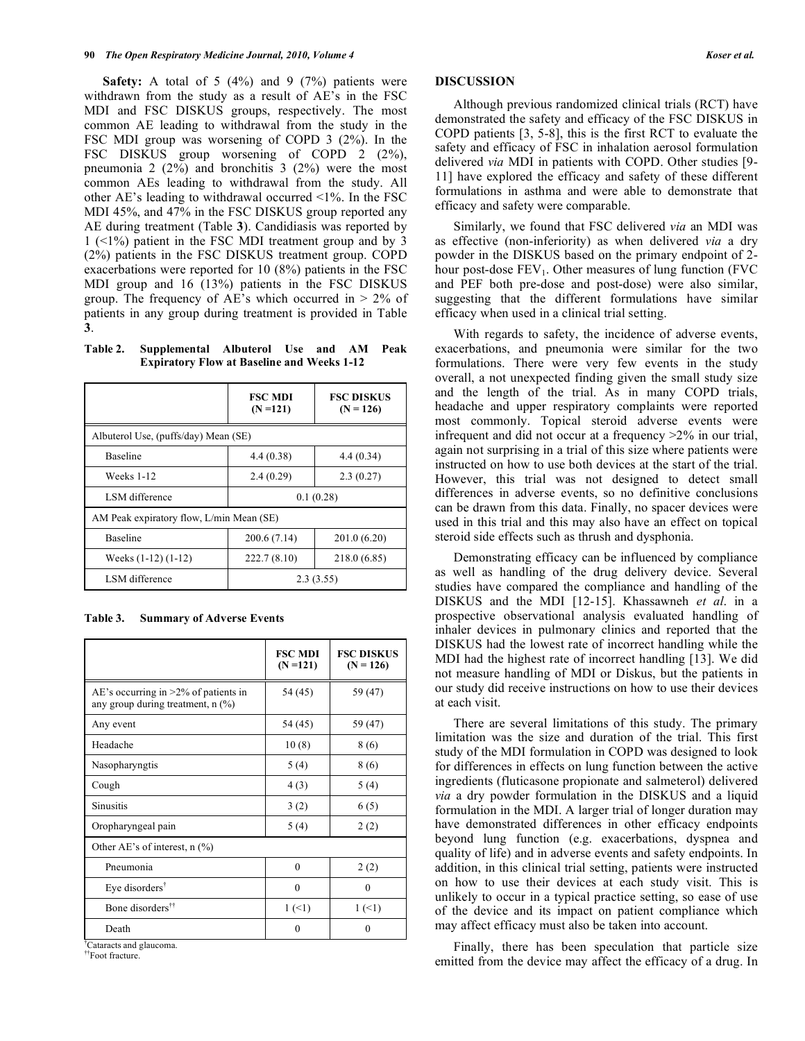**Safety:** A total of 5 (4%) and 9 (7%) patients were withdrawn from the study as a result of AE's in the FSC MDI and FSC DISKUS groups, respectively. The most common AE leading to withdrawal from the study in the FSC MDI group was worsening of COPD 3 (2%). In the FSC DISKUS group worsening of COPD 2 (2%), pneumonia 2 (2%) and bronchitis 3 (2%) were the most common AEs leading to withdrawal from the study. All other AE's leading to withdrawal occurred <1%. In the FSC MDI 45%, and 47% in the FSC DISKUS group reported any AE during treatment (Table **3**). Candidiasis was reported by 1 (<1%) patient in the FSC MDI treatment group and by 3 (2%) patients in the FSC DISKUS treatment group. COPD exacerbations were reported for 10 (8%) patients in the FSC MDI group and 16 (13%) patients in the FSC DISKUS group. The frequency of AE's which occurred in > 2% of patients in any group during treatment is provided in Table **3**.

**Table 2. Supplemental Albuterol Use and AM Peak Expiratory Flow at Baseline and Weeks 1-12**

| | FSC MDI (N =121) | FSC DISKUS (N = 126) |
|---|---|---|
| Albuterol Use, (puffs/day) Mean (SE) | | |
| Baseline | 4.4 (0.38) | 4.4 (0.34) |
| Weeks 1-12 | 2.4 (0.29) | 2.3 (0.27) |
| LSM difference | 0.1 (0.28) | |
| AM Peak expiratory flow, L/min Mean (SE) | | |
| Baseline | 200.6 (7.14) | 201.0 (6.20) |
| Weeks (1-12) (1-12) | 222.7 (8.10) | 218.0 (6.85) |
| LSM difference | 2.3 (3.55) | |

**Table 3. Summary of Adverse Events**

| | FSC MDI (N =121) | FSC DISKUS (N = 126) |
|---|---|---|
| AE's occurring in >2% of patients in any group during treatment, n (%) | 54 (45) | 59 (47) |
| Any event | 54 (45) | 59 (47) |
| Headache | 10 (8) | 8 (6) |
| Nasopharyngtis | 5 (4) | 8 (6) |
| Cough | 4 (3) | 5 (4) |
| Sinusitis | 3 (2) | 6 (5) |
| Oropharyngeal pain | 5 (4) | 2 (2) |
| Other AE's of interest, n (%) | | |
| Pneumonia | 0 | 2 (2) |
| Eye disorders[†] | 0 | 0 |
| Bone disorders[††] | 1 (<1) | 1 (<1) |
| Death | 0 | 0 |

[†]Cataracts and glaucoma.
[††]Foot fracture.

## DISCUSSION

Although previous randomized clinical trials (RCT) have demonstrated the safety and efficacy of the FSC DISKUS in COPD patients [3, 5-8], this is the first RCT to evaluate the safety and efficacy of FSC in inhalation aerosol formulation delivered *via* MDI in patients with COPD. Other studies [9-11] have explored the efficacy and safety of these different formulations in asthma and were able to demonstrate that efficacy and safety were comparable.

Similarly, we found that FSC delivered *via* an MDI was as effective (non-inferiority) as when delivered *via* a dry powder in the DISKUS based on the primary endpoint of 2-hour post-dose $FEV_1$. Other measures of lung function (FVC and PEF both pre-dose and post-dose) were also similar, suggesting that the different formulations have similar efficacy when used in a clinical trial setting.

With regards to safety, the incidence of adverse events, exacerbations, and pneumonia were similar for the two formulations. There were very few events in the study overall, a not unexpected finding given the small study size and the length of the trial. As in many COPD trials, headache and upper respiratory complaints were reported most commonly. Topical steroid adverse events were infrequent and did not occur at a frequency >2% in our trial, again not surprising in a trial of this size where patients were instructed on how to use both devices at the start of the trial. However, this trial was not designed to detect small differences in adverse events, so no definitive conclusions can be drawn from this data. Finally, no spacer devices were used in this trial and this may also have an effect on topical steroid side effects such as thrush and dysphonia.

Demonstrating efficacy can be influenced by compliance as well as handling of the drug delivery device. Several studies have compared the compliance and handling of the DISKUS and the MDI [12-15]. Khassawneh *et al*. in a prospective observational analysis evaluated handling of inhaler devices in pulmonary clinics and reported that the DISKUS had the lowest rate of incorrect handling while the MDI had the highest rate of incorrect handling [13]. We did not measure handling of MDI or Diskus, but the patients in our study did receive instructions on how to use their devices at each visit.

There are several limitations of this study. The primary limitation was the size and duration of the trial. This first study of the MDI formulation in COPD was designed to look for differences in effects on lung function between the active ingredients (fluticasone propionate and salmeterol) delivered *via* a dry powder formulation in the DISKUS and a liquid formulation in the MDI. A larger trial of longer duration may have demonstrated differences in other efficacy endpoints beyond lung function (e.g. exacerbations, dyspnea and quality of life) and in adverse events and safety endpoints. In addition, in this clinical trial setting, patients were instructed on how to use their devices at each study visit. This is unlikely to occur in a typical practice setting, so ease of use of the device and its impact on patient compliance which may affect efficacy must also be taken into account.

Finally, there has been speculation that particle size emitted from the device may affect the efficacy of a drug. In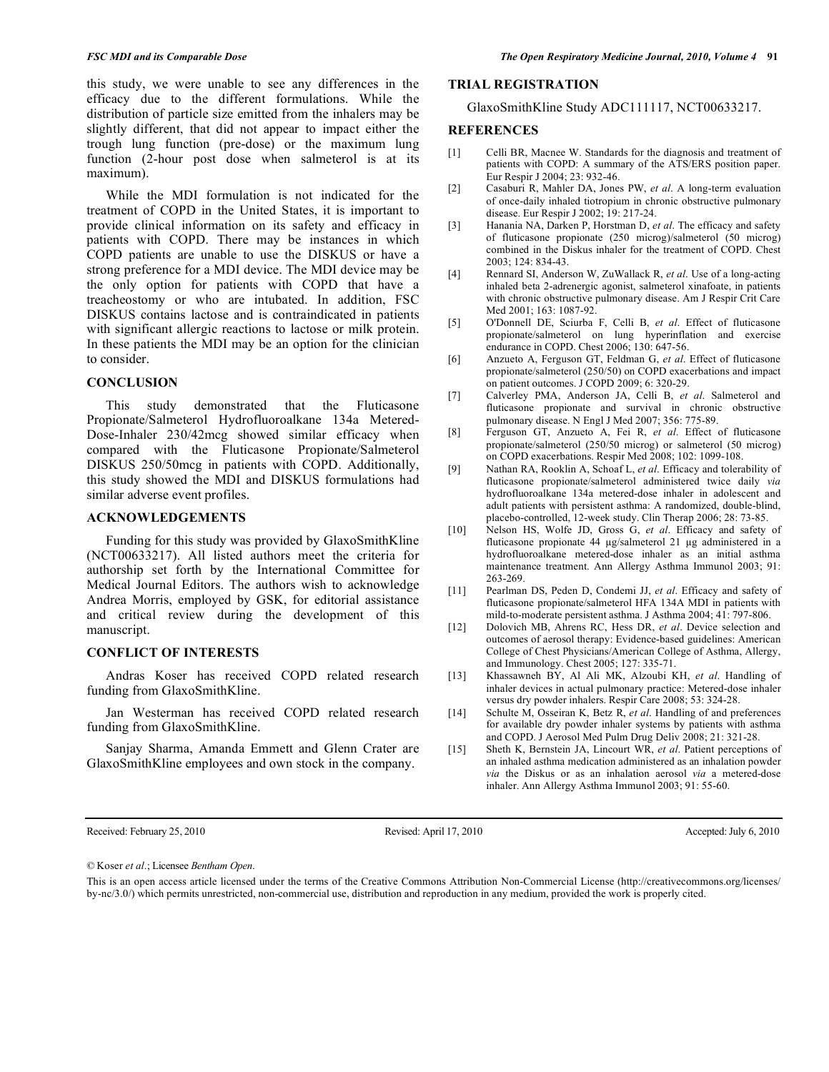this study, we were unable to see any differences in the efficacy due to the different formulations. While the distribution of particle size emitted from the inhalers may be slightly different, that did not appear to impact either the trough lung function (pre-dose) or the maximum lung function (2-hour post dose when salmeterol is at its maximum).

While the MDI formulation is not indicated for the treatment of COPD in the United States, it is important to provide clinical information on its safety and efficacy in patients with COPD. There may be instances in which COPD patients are unable to use the DISKUS or have a strong preference for a MDI device. The MDI device may be the only option for patients with COPD that have a treacheostomy or who are intubated. In addition, FSC DISKUS contains lactose and is contraindicated in patients with significant allergic reactions to lactose or milk protein. In these patients the MDI may be an option for the clinician to consider.

## CONCLUSION

This study demonstrated that the Fluticasone Propionate/Salmeterol Hydrofluoroalkane 134a Metered-Dose-Inhaler 230/42mcg showed similar efficacy when compared with the Fluticasone Propionate/Salmeterol DISKUS 250/50mcg in patients with COPD. Additionally, this study showed the MDI and DISKUS formulations had similar adverse event profiles.

## ACKNOWLEDGEMENTS

Funding for this study was provided by GlaxoSmithKline (NCT00633217). All listed authors meet the criteria for authorship set forth by the International Committee for Medical Journal Editors. The authors wish to acknowledge Andrea Morris, employed by GSK, for editorial assistance and critical review during the development of this manuscript.

## CONFLICT OF INTERESTS

Andras Koser has received COPD related research funding from GlaxoSmithKline.

Jan Westerman has received COPD related research funding from GlaxoSmithKline.

Sanjay Sharma, Amanda Emmett and Glenn Crater are GlaxoSmithKline employees and own stock in the company.

## TRIAL REGISTRATION

GlaxoSmithKline Study ADC111117, NCT00633217.

## REFERENCES

[1] Celli BR, Macnee W. Standards for the diagnosis and treatment of patients with COPD: A summary of the ATS/ERS position paper. Eur Respir J 2004; 23: 932-46.

[2] Casaburi R, Mahler DA, Jones PW, *et al*. A long-term evaluation of once-daily inhaled tiotropium in chronic obstructive pulmonary disease. Eur Respir J 2002; 19: 217-24.

[3] Hanania NA, Darken P, Horstman D, *et al*. The efficacy and safety of fluticasone propionate (250 microg)/salmeterol (50 microg) combined in the Diskus inhaler for the treatment of COPD. Chest 2003; 124: 834-43.

[4] Rennard SI, Anderson W, ZuWallack R, *et al*. Use of a long-acting inhaled beta 2-adrenergic agonist, salmeterol xinafoate, in patients with chronic obstructive pulmonary disease. Am J Respir Crit Care Med 2001; 163: 1087-92.

[5] O'Donnell DE, Sciurba F, Celli B, *et al*. Effect of fluticasone propionate/salmeterol on lung hyperinflation and exercise endurance in COPD. Chest 2006; 130: 647-56.

[6] Anzueto A, Ferguson GT, Feldman G, *et al*. Effect of fluticasone propionate/salmeterol (250/50) on COPD exacerbations and impact on patient outcomes. J COPD 2009; 6: 320-29.

[7] Calverley PMA, Anderson JA, Celli B, *et al*. Salmeterol and fluticasone propionate and survival in chronic obstructive pulmonary disease. N Engl J Med 2007; 356: 775-89.

[8] Ferguson GT, Anzueto A, Fei R, *et al*. Effect of fluticasone propionate/salmeterol (250/50 microg) or salmeterol (50 microg) on COPD exacerbations. Respir Med 2008; 102: 1099-108.

[9] Nathan RA, Rooklin A, Schoaf L, *et al*. Efficacy and tolerability of fluticasone propionate/salmeterol administered twice daily *via* hydrofluoroalkane 134a metered-dose inhaler in adolescent and adult patients with persistent asthma: A randomized, double-blind, placebo-controlled, 12-week study. Clin Therap 2006; 28: 73-85.

[10] Nelson HS, Wolfe JD, Gross G, *et al*. Efficacy and safety of fluticasone propionate 44 µg/salmeterol 21 µg administered in a hydrofluoroalkane metered-dose inhaler as an initial asthma maintenance treatment. Ann Allergy Asthma Immunol 2003; 91: 263-269.

[11] Pearlman DS, Peden D, Condemi JJ, *et al*. Efficacy and safety of fluticasone propionate/salmeterol HFA 134A MDI in patients with mild-to-moderate persistent asthma. J Asthma 2004; 41: 797-806.

[12] Dolovich MB, Ahrens RC, Hess DR, *et al*. Device selection and outcomes of aerosol therapy: Evidence-based guidelines: American College of Chest Physicians/American College of Asthma, Allergy, and Immunology. Chest 2005; 127: 335-71.

[13] Khassawneh BY, Al Ali MK, Alzoubi KH, *et al*. Handling of inhaler devices in actual pulmonary practice: Metered-dose inhaler versus dry powder inhalers. Respir Care 2008; 53: 324-28.

[14] Schulte M, Osseiran K, Betz R, *et al*. Handling of and preferences for available dry powder inhaler systems by patients with asthma and COPD. J Aerosol Med Pulm Drug Deliv 2008; 21: 321-28.

[15] Sheth K, Bernstein JA, Lincourt WR, *et al*. Patient perceptions of an inhaled asthma medication administered as an inhalation powder *via* the Diskus or as an inhalation aerosol *via* a metered-dose inhaler. Ann Allergy Asthma Immunol 2003; 91: 55-60.

Received: February 25, 2010 Revised: April 17, 2010 Accepted: July 6, 2010

© Koser *et al*.; Licensee *Bentham Open*.

This is an open access article licensed under the terms of the Creative Commons Attribution Non-Commercial License (http://creativecommons.org/licenses/by-nc/3.0/) which permits unrestricted, non-commercial use, distribution and reproduction in any medium, provided the work is properly cited.